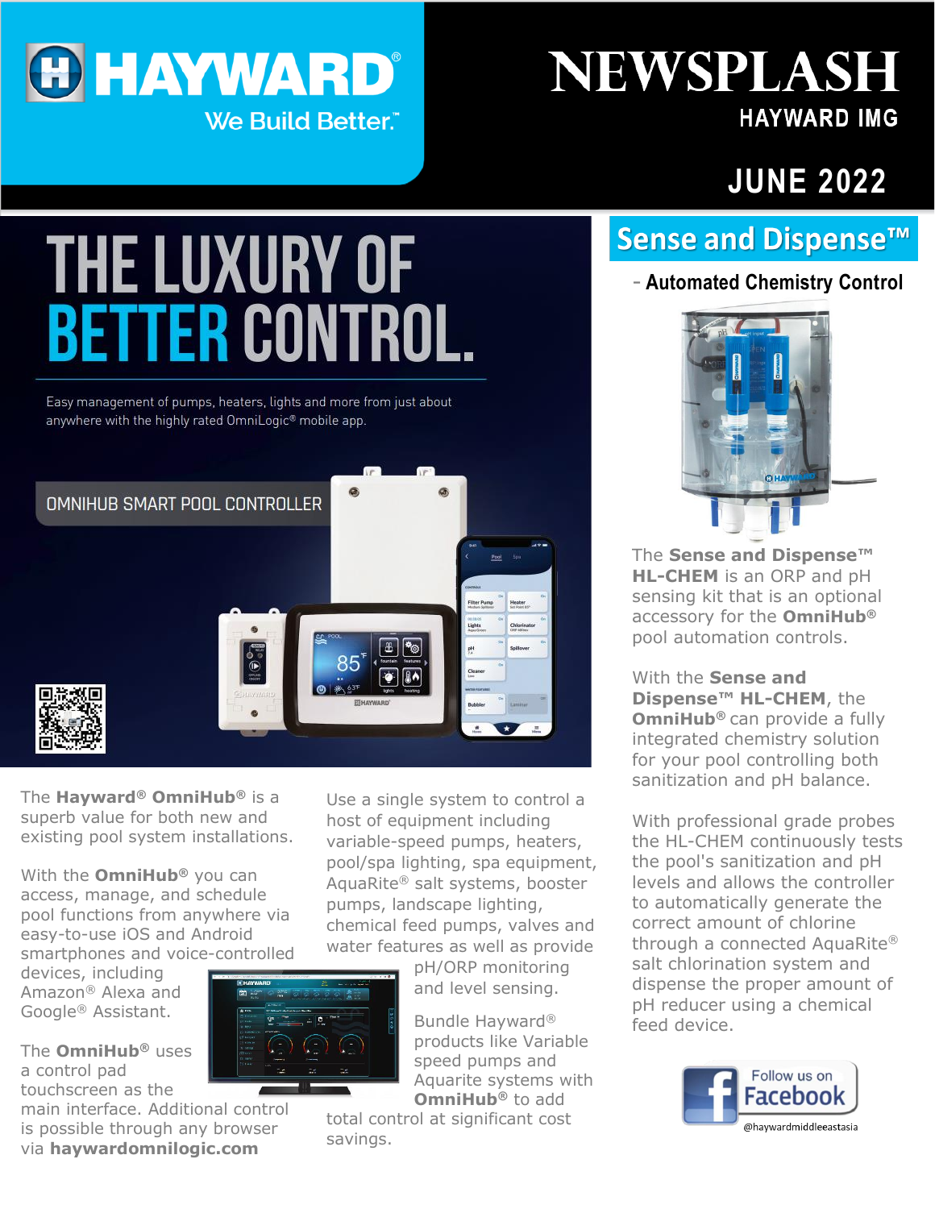# HAYWARD®

We Build Better.™

# NEWSPLASH

HAYWARD IMG

JUNE 2022

## THE LUXURY OF BETTER CONTROL.

Easy management of pumps, heaters, lights and more from just about anywhere with the highly rated OmniLogic® mobile app.

OMNIHUB SMART POOL CONTROLLER

The **Hayward® OmniHub®** is a superb value for both new and existing pool system installations.

With the **OmniHub®** you can access, manage, and schedule pool functions from anywhere via easy-to-use iOS and Android smartphones and voice-controlled devices, including Amazon® Alexa and Google® Assistant.

The **OmniHub®** uses a control pad touchscreen as the main interface. Additional control is possible through any browser via **haywardomnilogic.com**

Use a single system to control a host of equipment including variable-speed pumps, heaters, pool/spa lighting, spa equipment, AquaRite® salt systems, booster pumps, landscape lighting, chemical feed pumps, valves and water features as well as provide pH/ORP monitoring and level sensing.

Bundle Hayward® products like Variable speed pumps and Aquarite systems with **OmniHub®** to add total control at significant cost savings.

## Sense and Dispense™

### - Automated Chemistry Control

The **Sense and Dispense™ HL-CHEM** is an ORP and pH sensing kit that is an optional accessory for the **OmniHub®** pool automation controls.

With the **Sense and Dispense™ HL-CHEM**, the **OmniHub®** can provide a fully integrated chemistry solution for your pool controlling both sanitization and pH balance.

With professional grade probes the HL-CHEM continuously tests the pool's sanitization and pH levels and allows the controller to automatically generate the correct amount of chlorine through a connected AquaRite® salt chlorination system and dispense the proper amount of pH reducer using a chemical feed device.

Follow us on Facebook

@haywardmiddleeastasia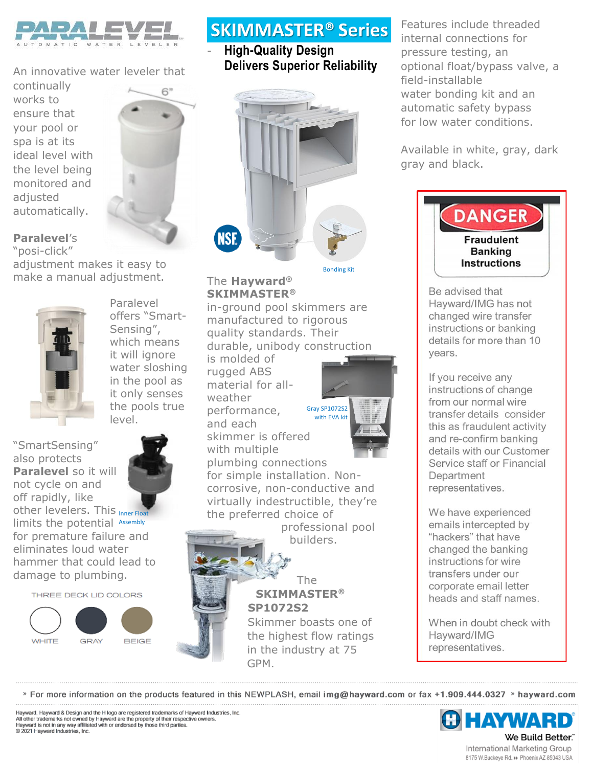# PARALEVEL

AUTOMATIC WATER LEVELER

An innovative water leveler that continually works to ensure that your pool or spa is at its ideal level with the level being monitored and adjusted automatically.

6"

**Paralevel**'s "posi-click" adjustment makes it easy to make a manual adjustment.

Paralevel offers "Smart-Sensing", which means it will ignore water sloshing in the pool as it only senses the pools true level.

"SmartSensing" also protects **Paralevel** so it will not cycle on and off rapidly, like other levelers. This limits the potential for premature failure and eliminates loud water hammer that could lead to damage to plumbing.

Inner Float Assembly

THREE DECK LID COLORS

WHITE GRAY BEIGE

## SKIMMASTER® Series

### - High-Quality Design Delivers Superior Reliability

NSF

Bonding Kit

The **Hayward® SKIMMASTER®** in-ground pool skimmers are manufactured to rigorous quality standards. Their durable, unibody construction is molded of rugged ABS material for all-weather performance, and each skimmer is offered with multiple plumbing connections for simple installation. Non-corrosive, non-conductive and virtually indestructible, they're the preferred choice of professional pool builders.

Gray SP1072S2 with EVA kit

The **SKIMMASTER® SP1072S2** Skimmer boasts one of the highest flow ratings in the industry at 75 GPM.

Features include threaded internal connections for pressure testing, an optional float/bypass valve, a field-installable water bonding kit and an automatic safety bypass for low water conditions.

Available in white, gray, dark gray and black.

**DANGER**

**Fraudulent Banking Instructions**

Be advised that Hayward/IMG has not changed wire transfer instructions or banking details for more than 10 years.

If you receive any instructions of change from our normal wire transfer details consider this as fraudulent activity and re-confirm banking details with our Customer Service staff or Financial Department representatives.

We have experienced emails intercepted by "hackers" that have changed the banking instructions for wire transfers under our corporate email letter heads and staff names.

When in doubt check with Hayward/IMG representatives.

» For more information on the products featured in this NEWPLASH, email **img@hayward.com** or fax **+1.909.444.0327** » **hayward.com**

Hayward, Hayward & Design and the H logo are registered trademarks of Hayward Industries, Inc.
All other trademarks not owned by Hayward are the property of their respective owners.
Hayward is not in any way affiliated with or endorsed by those third parties.
© 2021 Hayward Industries, Inc.

HAYWARD® We Build Better.™
International Marketing Group
8175 W.Buckeye Rd. » Phoenix AZ 85043 USA